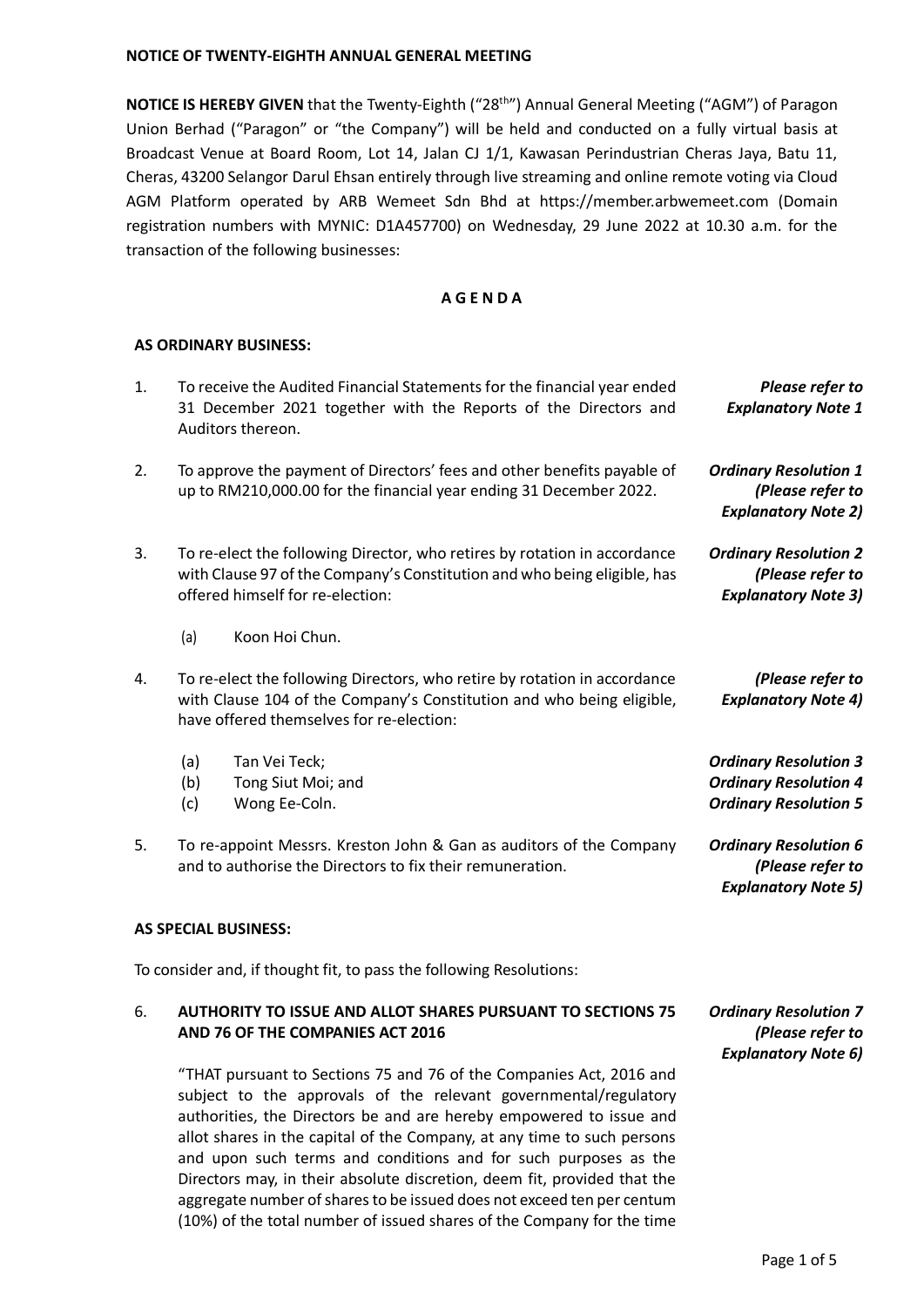# NOTICE OF TWENTY-EIGHTH ANNUAL GENERAL MEETING

**NOTICE IS HEREBY GIVEN** that the Twenty-Eighth ("28th") Annual General Meeting ("AGM") of Paragon Union Berhad ("Paragon" or "the Company") will be held and conducted on a fully virtual basis at Broadcast Venue at Board Room, Lot 14, Jalan CJ 1/1, Kawasan Perindustrian Cheras Jaya, Batu 11, Cheras, 43200 Selangor Darul Ehsan entirely through live streaming and online remote voting via Cloud AGM Platform operated by ARB Wemeet Sdn Bhd at https://member.arbwemeet.com (Domain registration numbers with MYNIC: D1A457700) on Wednesday, 29 June 2022 at 10.30 a.m. for the transaction of the following businesses:

## A G E N D A

### AS ORDINARY BUSINESS:

1. To receive the Audited Financial Statements for the financial year ended 31 December 2021 together with the Reports of the Directors and Auditors thereon. — ***Please refer to Explanatory Note 1***

2. To approve the payment of Directors' fees and other benefits payable of up to RM210,000.00 for the financial year ending 31 December 2022. — ***Ordinary Resolution 1 (Please refer to Explanatory Note 2)***

3. To re-elect the following Director, who retires by rotation in accordance with Clause 97 of the Company's Constitution and who being eligible, has offered himself for re-election: — ***Ordinary Resolution 2 (Please refer to Explanatory Note 3)***

   (a) Koon Hoi Chun.

4. To re-elect the following Directors, who retire by rotation in accordance with Clause 104 of the Company's Constitution and who being eligible, have offered themselves for re-election: — ***(Please refer to Explanatory Note 4)***

   (a) Tan Vei Teck; — ***Ordinary Resolution 3***
   (b) Tong Siut Moi; and — ***Ordinary Resolution 4***
   (c) Wong Ee-Coln. — ***Ordinary Resolution 5***

5. To re-appoint Messrs. Kreston John & Gan as auditors of the Company and to authorise the Directors to fix their remuneration. — ***Ordinary Resolution 6 (Please refer to Explanatory Note 5)***

### AS SPECIAL BUSINESS:

To consider and, if thought fit, to pass the following Resolutions:

6. **AUTHORITY TO ISSUE AND ALLOT SHARES PURSUANT TO SECTIONS 75 AND 76 OF THE COMPANIES ACT 2016** — ***Ordinary Resolution 7 (Please refer to Explanatory Note 6)***

   "THAT pursuant to Sections 75 and 76 of the Companies Act, 2016 and subject to the approvals of the relevant governmental/regulatory authorities, the Directors be and are hereby empowered to issue and allot shares in the capital of the Company, at any time to such persons and upon such terms and conditions and for such purposes as the Directors may, in their absolute discretion, deem fit, provided that the aggregate number of shares to be issued does not exceed ten per centum (10%) of the total number of issued shares of the Company for the time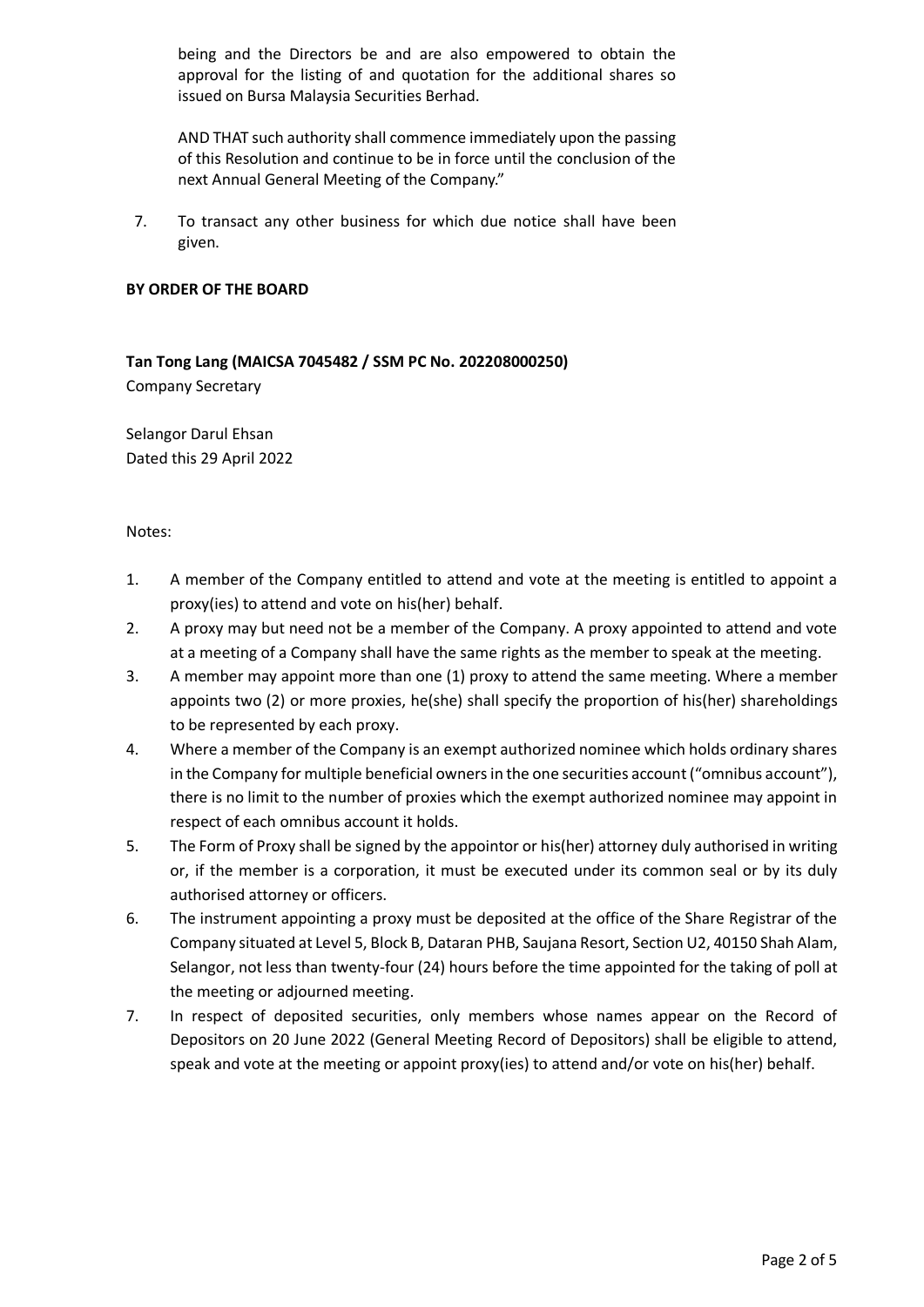being and the Directors be and are also empowered to obtain the approval for the listing of and quotation for the additional shares so issued on Bursa Malaysia Securities Berhad.

AND THAT such authority shall commence immediately upon the passing of this Resolution and continue to be in force until the conclusion of the next Annual General Meeting of the Company."

7. To transact any other business for which due notice shall have been given.

**BY ORDER OF THE BOARD**

**Tan Tong Lang (MAICSA 7045482 / SSM PC No. 202208000250)**
Company Secretary

Selangor Darul Ehsan
Dated this 29 April 2022

Notes:

1. A member of the Company entitled to attend and vote at the meeting is entitled to appoint a proxy(ies) to attend and vote on his(her) behalf.
2. A proxy may but need not be a member of the Company. A proxy appointed to attend and vote at a meeting of a Company shall have the same rights as the member to speak at the meeting.
3. A member may appoint more than one (1) proxy to attend the same meeting. Where a member appoints two (2) or more proxies, he(she) shall specify the proportion of his(her) shareholdings to be represented by each proxy.
4. Where a member of the Company is an exempt authorized nominee which holds ordinary shares in the Company for multiple beneficial owners in the one securities account ("omnibus account"), there is no limit to the number of proxies which the exempt authorized nominee may appoint in respect of each omnibus account it holds.
5. The Form of Proxy shall be signed by the appointor or his(her) attorney duly authorised in writing or, if the member is a corporation, it must be executed under its common seal or by its duly authorised attorney or officers.
6. The instrument appointing a proxy must be deposited at the office of the Share Registrar of the Company situated at Level 5, Block B, Dataran PHB, Saujana Resort, Section U2, 40150 Shah Alam, Selangor, not less than twenty-four (24) hours before the time appointed for the taking of poll at the meeting or adjourned meeting.
7. In respect of deposited securities, only members whose names appear on the Record of Depositors on 20 June 2022 (General Meeting Record of Depositors) shall be eligible to attend, speak and vote at the meeting or appoint proxy(ies) to attend and/or vote on his(her) behalf.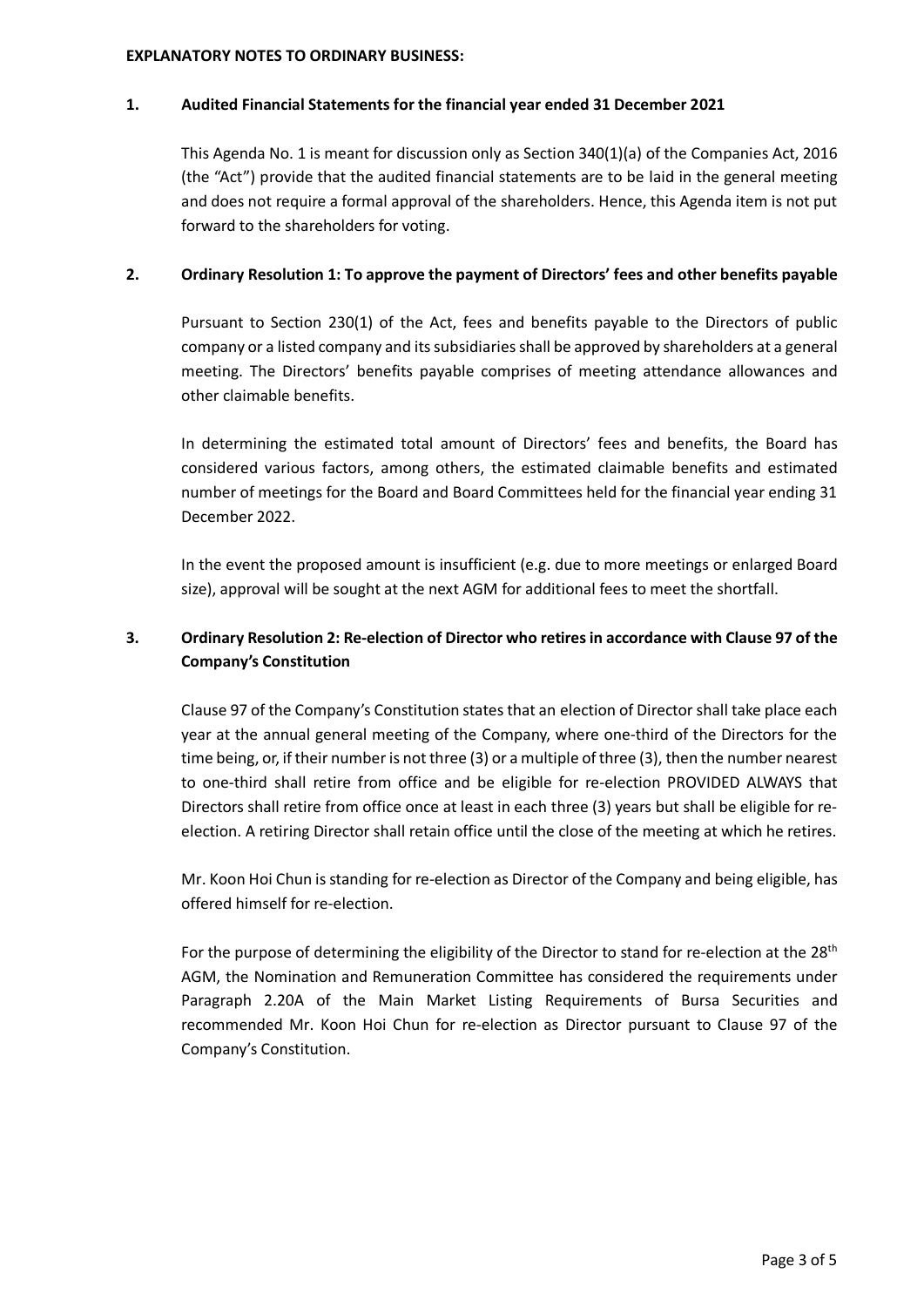**EXPLANATORY NOTES TO ORDINARY BUSINESS:**

**1. Audited Financial Statements for the financial year ended 31 December 2021**

This Agenda No. 1 is meant for discussion only as Section 340(1)(a) of the Companies Act, 2016 (the "Act") provide that the audited financial statements are to be laid in the general meeting and does not require a formal approval of the shareholders. Hence, this Agenda item is not put forward to the shareholders for voting.

**2. Ordinary Resolution 1: To approve the payment of Directors' fees and other benefits payable**

Pursuant to Section 230(1) of the Act, fees and benefits payable to the Directors of public company or a listed company and its subsidiaries shall be approved by shareholders at a general meeting. The Directors' benefits payable comprises of meeting attendance allowances and other claimable benefits.

In determining the estimated total amount of Directors' fees and benefits, the Board has considered various factors, among others, the estimated claimable benefits and estimated number of meetings for the Board and Board Committees held for the financial year ending 31 December 2022.

In the event the proposed amount is insufficient (e.g. due to more meetings or enlarged Board size), approval will be sought at the next AGM for additional fees to meet the shortfall.

**3. Ordinary Resolution 2: Re-election of Director who retires in accordance with Clause 97 of the Company's Constitution**

Clause 97 of the Company's Constitution states that an election of Director shall take place each year at the annual general meeting of the Company, where one-third of the Directors for the time being, or, if their number is not three (3) or a multiple of three (3), then the number nearest to one-third shall retire from office and be eligible for re-election PROVIDED ALWAYS that Directors shall retire from office once at least in each three (3) years but shall be eligible for re-election. A retiring Director shall retain office until the close of the meeting at which he retires.

Mr. Koon Hoi Chun is standing for re-election as Director of the Company and being eligible, has offered himself for re-election.

For the purpose of determining the eligibility of the Director to stand for re-election at the 28th AGM, the Nomination and Remuneration Committee has considered the requirements under Paragraph 2.20A of the Main Market Listing Requirements of Bursa Securities and recommended Mr. Koon Hoi Chun for re-election as Director pursuant to Clause 97 of the Company's Constitution.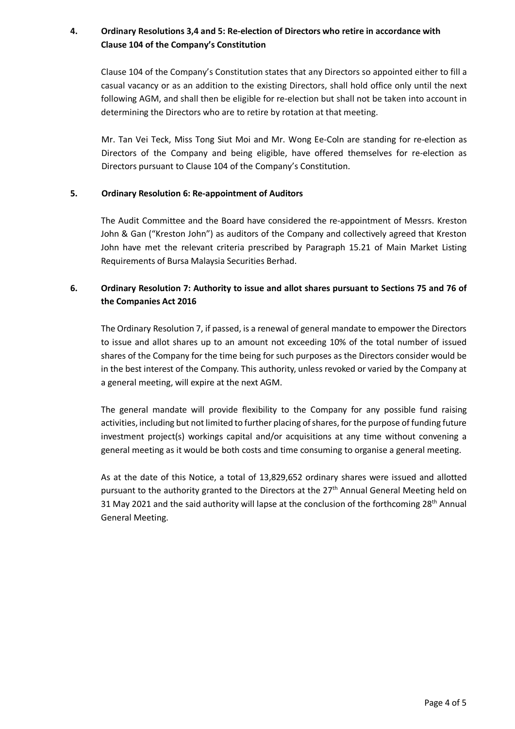**4. Ordinary Resolutions 3,4 and 5: Re-election of Directors who retire in accordance with Clause 104 of the Company's Constitution**

Clause 104 of the Company's Constitution states that any Directors so appointed either to fill a casual vacancy or as an addition to the existing Directors, shall hold office only until the next following AGM, and shall then be eligible for re-election but shall not be taken into account in determining the Directors who are to retire by rotation at that meeting.

Mr. Tan Vei Teck, Miss Tong Siut Moi and Mr. Wong Ee-Coln are standing for re-election as Directors of the Company and being eligible, have offered themselves for re-election as Directors pursuant to Clause 104 of the Company's Constitution.

**5. Ordinary Resolution 6: Re-appointment of Auditors**

The Audit Committee and the Board have considered the re-appointment of Messrs. Kreston John & Gan ("Kreston John") as auditors of the Company and collectively agreed that Kreston John have met the relevant criteria prescribed by Paragraph 15.21 of Main Market Listing Requirements of Bursa Malaysia Securities Berhad.

**6. Ordinary Resolution 7: Authority to issue and allot shares pursuant to Sections 75 and 76 of the Companies Act 2016**

The Ordinary Resolution 7, if passed, is a renewal of general mandate to empower the Directors to issue and allot shares up to an amount not exceeding 10% of the total number of issued shares of the Company for the time being for such purposes as the Directors consider would be in the best interest of the Company. This authority, unless revoked or varied by the Company at a general meeting, will expire at the next AGM.

The general mandate will provide flexibility to the Company for any possible fund raising activities, including but not limited to further placing of shares, for the purpose of funding future investment project(s) workings capital and/or acquisitions at any time without convening a general meeting as it would be both costs and time consuming to organise a general meeting.

As at the date of this Notice, a total of 13,829,652 ordinary shares were issued and allotted pursuant to the authority granted to the Directors at the 27th Annual General Meeting held on 31 May 2021 and the said authority will lapse at the conclusion of the forthcoming 28th Annual General Meeting.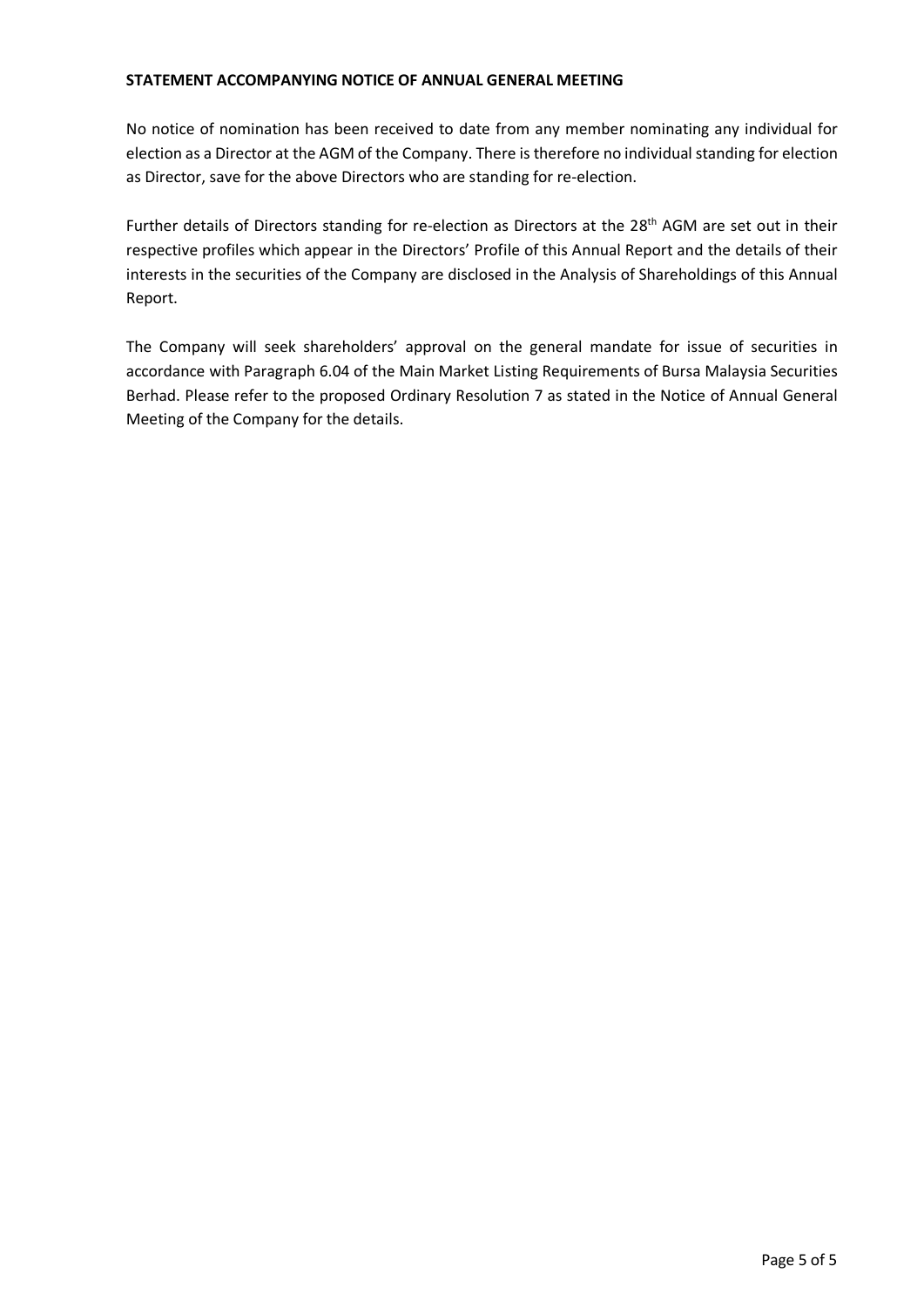**STATEMENT ACCOMPANYING NOTICE OF ANNUAL GENERAL MEETING**

No notice of nomination has been received to date from any member nominating any individual for election as a Director at the AGM of the Company. There is therefore no individual standing for election as Director, save for the above Directors who are standing for re-election.

Further details of Directors standing for re-election as Directors at the 28th AGM are set out in their respective profiles which appear in the Directors' Profile of this Annual Report and the details of their interests in the securities of the Company are disclosed in the Analysis of Shareholdings of this Annual Report.

The Company will seek shareholders' approval on the general mandate for issue of securities in accordance with Paragraph 6.04 of the Main Market Listing Requirements of Bursa Malaysia Securities Berhad. Please refer to the proposed Ordinary Resolution 7 as stated in the Notice of Annual General Meeting of the Company for the details.